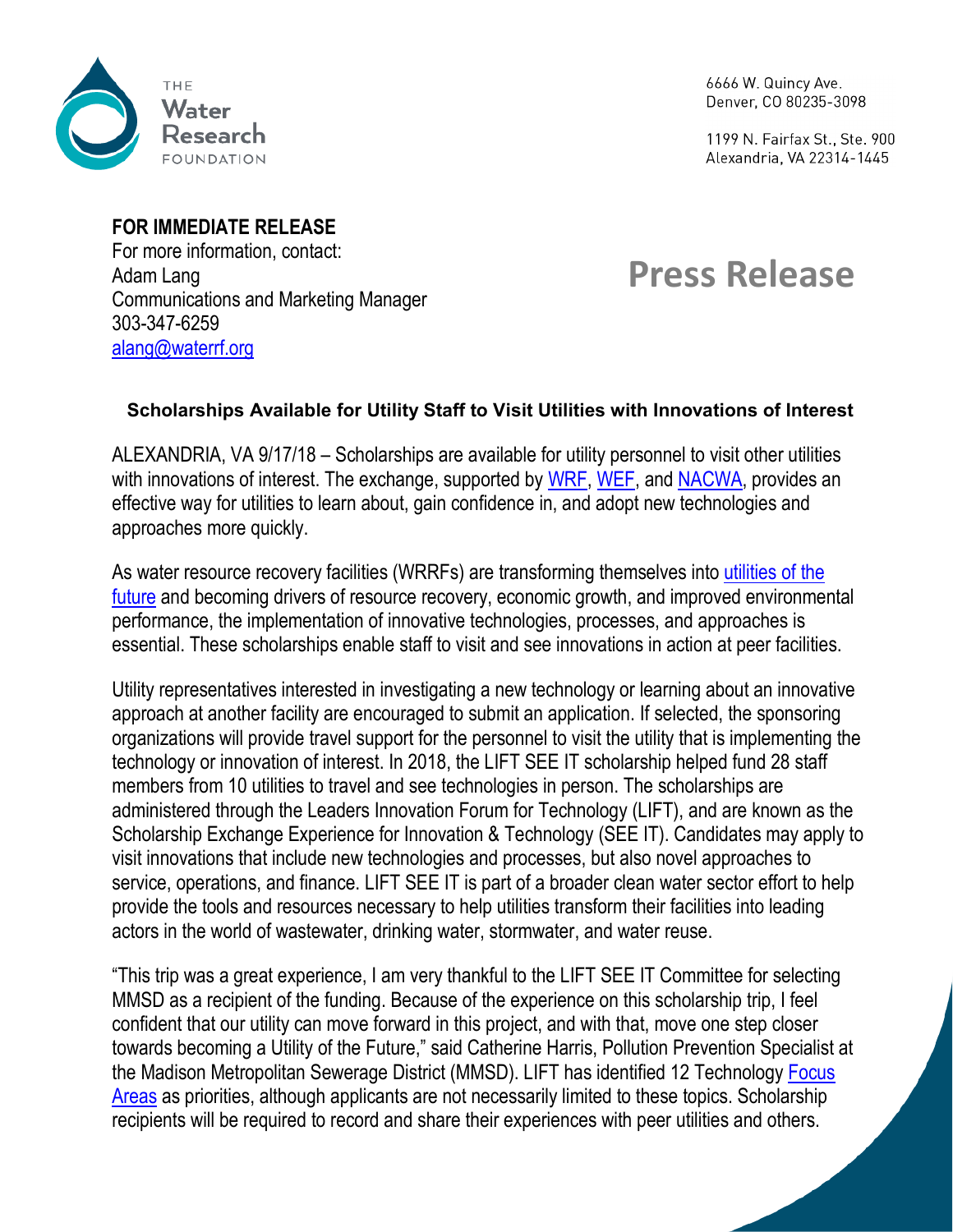THE Water Research FOUNDATION

6666 W. Quincy Ave.
Denver, CO 80235-3098

1199 N. Fairfax St., Ste. 900
Alexandria, VA 22314-1445

**FOR IMMEDIATE RELEASE**
For more information, contact:
Adam Lang
Communications and Marketing Manager
303-347-6259
alang@waterrf.org

# Press Release

### Scholarships Available for Utility Staff to Visit Utilities with Innovations of Interest

ALEXANDRIA, VA 9/17/18 – Scholarships are available for utility personnel to visit other utilities with innovations of interest. The exchange, supported by WRF, WEF, and NACWA, provides an effective way for utilities to learn about, gain confidence in, and adopt new technologies and approaches more quickly.

As water resource recovery facilities (WRRFs) are transforming themselves into utilities of the future and becoming drivers of resource recovery, economic growth, and improved environmental performance, the implementation of innovative technologies, processes, and approaches is essential. These scholarships enable staff to visit and see innovations in action at peer facilities.

Utility representatives interested in investigating a new technology or learning about an innovative approach at another facility are encouraged to submit an application. If selected, the sponsoring organizations will provide travel support for the personnel to visit the utility that is implementing the technology or innovation of interest. In 2018, the LIFT SEE IT scholarship helped fund 28 staff members from 10 utilities to travel and see technologies in person. The scholarships are administered through the Leaders Innovation Forum for Technology (LIFT), and are known as the Scholarship Exchange Experience for Innovation & Technology (SEE IT). Candidates may apply to visit innovations that include new technologies and processes, but also novel approaches to service, operations, and finance. LIFT SEE IT is part of a broader clean water sector effort to help provide the tools and resources necessary to help utilities transform their facilities into leading actors in the world of wastewater, drinking water, stormwater, and water reuse.

"This trip was a great experience, I am very thankful to the LIFT SEE IT Committee for selecting MMSD as a recipient of the funding. Because of the experience on this scholarship trip, I feel confident that our utility can move forward in this project, and with that, move one step closer towards becoming a Utility of the Future," said Catherine Harris, Pollution Prevention Specialist at the Madison Metropolitan Sewerage District (MMSD). LIFT has identified 12 Technology Focus Areas as priorities, although applicants are not necessarily limited to these topics. Scholarship recipients will be required to record and share their experiences with peer utilities and others.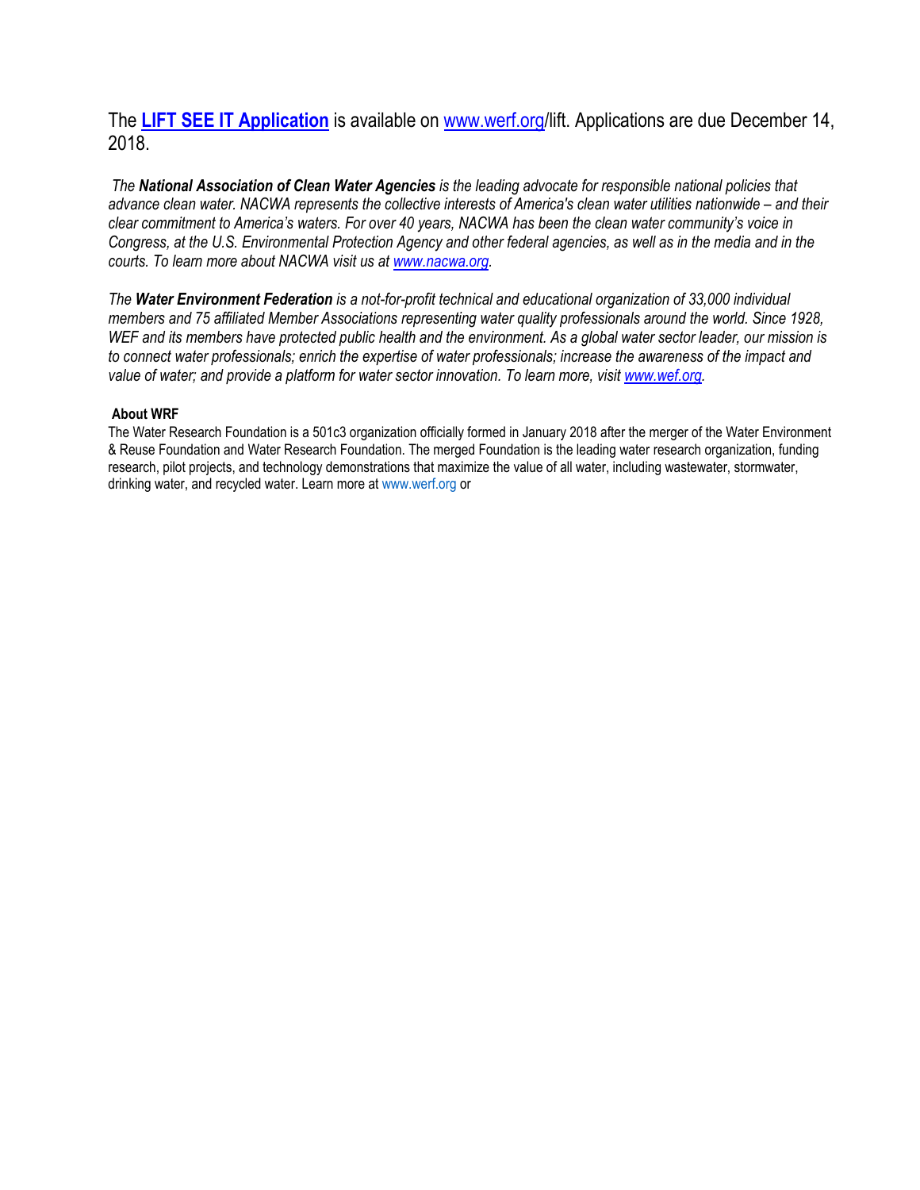The **LIFT SEE IT Application** is available on www.werf.org/lift. Applications are due December 14, 2018.

*The **National Association of Clean Water Agencies** is the leading advocate for responsible national policies that advance clean water. NACWA represents the collective interests of America's clean water utilities nationwide – and their clear commitment to America's waters. For over 40 years, NACWA has been the clean water community's voice in Congress, at the U.S. Environmental Protection Agency and other federal agencies, as well as in the media and in the courts. To learn more about NACWA visit us at www.nacwa.org.*

*The **Water Environment Federation** is a not-for-profit technical and educational organization of 33,000 individual members and 75 affiliated Member Associations representing water quality professionals around the world. Since 1928, WEF and its members have protected public health and the environment. As a global water sector leader, our mission is to connect water professionals; enrich the expertise of water professionals; increase the awareness of the impact and value of water; and provide a platform for water sector innovation. To learn more, visit www.wef.org.*

**About WRF**

The Water Research Foundation is a 501c3 organization officially formed in January 2018 after the merger of the Water Environment & Reuse Foundation and Water Research Foundation. The merged Foundation is the leading water research organization, funding research, pilot projects, and technology demonstrations that maximize the value of all water, including wastewater, stormwater, drinking water, and recycled water. Learn more at www.werf.org or